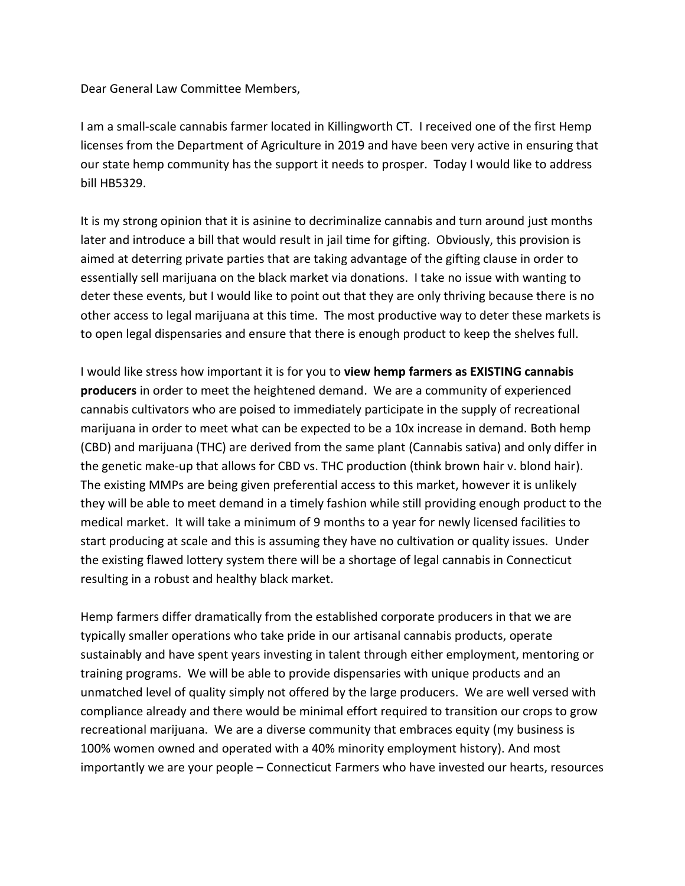Dear General Law Committee Members,

I am a small-scale cannabis farmer located in Killingworth CT. I received one of the first Hemp licenses from the Department of Agriculture in 2019 and have been very active in ensuring that our state hemp community has the support it needs to prosper. Today I would like to address bill HB5329.

It is my strong opinion that it is asinine to decriminalize cannabis and turn around just months later and introduce a bill that would result in jail time for gifting. Obviously, this provision is aimed at deterring private parties that are taking advantage of the gifting clause in order to essentially sell marijuana on the black market via donations. I take no issue with wanting to deter these events, but I would like to point out that they are only thriving because there is no other access to legal marijuana at this time. The most productive way to deter these markets is to open legal dispensaries and ensure that there is enough product to keep the shelves full.

I would like stress how important it is for you to **view hemp farmers as EXISTING cannabis producers** in order to meet the heightened demand. We are a community of experienced cannabis cultivators who are poised to immediately participate in the supply of recreational marijuana in order to meet what can be expected to be a 10x increase in demand. Both hemp (CBD) and marijuana (THC) are derived from the same plant (Cannabis sativa) and only differ in the genetic make-up that allows for CBD vs. THC production (think brown hair v. blond hair). The existing MMPs are being given preferential access to this market, however it is unlikely they will be able to meet demand in a timely fashion while still providing enough product to the medical market. It will take a minimum of 9 months to a year for newly licensed facilities to start producing at scale and this is assuming they have no cultivation or quality issues. Under the existing flawed lottery system there will be a shortage of legal cannabis in Connecticut resulting in a robust and healthy black market.

Hemp farmers differ dramatically from the established corporate producers in that we are typically smaller operations who take pride in our artisanal cannabis products, operate sustainably and have spent years investing in talent through either employment, mentoring or training programs. We will be able to provide dispensaries with unique products and an unmatched level of quality simply not offered by the large producers. We are well versed with compliance already and there would be minimal effort required to transition our crops to grow recreational marijuana. We are a diverse community that embraces equity (my business is 100% women owned and operated with a 40% minority employment history). And most importantly we are your people – Connecticut Farmers who have invested our hearts, resources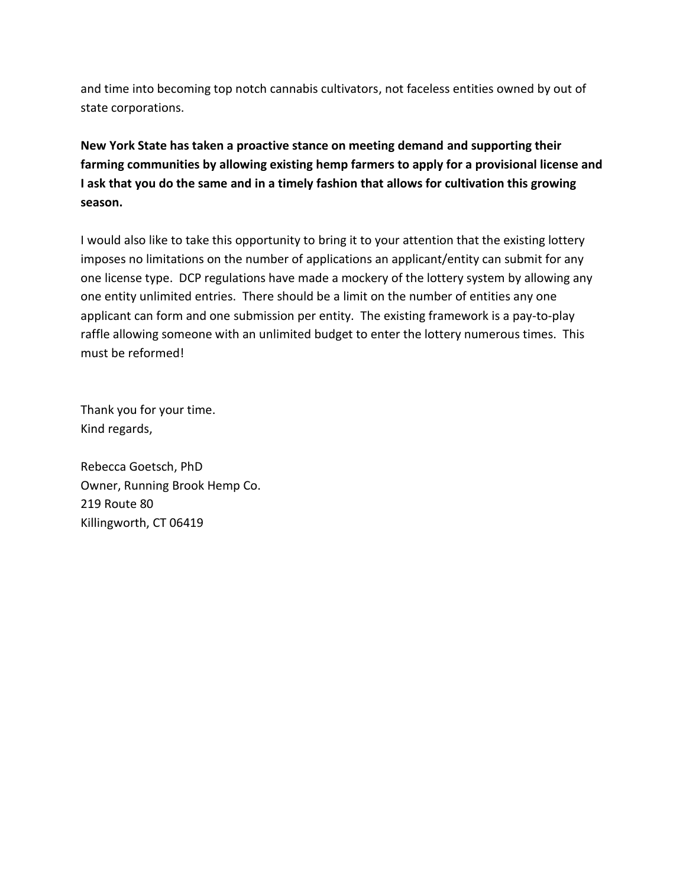and time into becoming top notch cannabis cultivators, not faceless entities owned by out of state corporations.

**New York State has taken a proactive stance on meeting demand and supporting their farming communities by allowing existing hemp farmers to apply for a provisional license and I ask that you do the same and in a timely fashion that allows for cultivation this growing season.**

I would also like to take this opportunity to bring it to your attention that the existing lottery imposes no limitations on the number of applications an applicant/entity can submit for any one license type. DCP regulations have made a mockery of the lottery system by allowing any one entity unlimited entries. There should be a limit on the number of entities any one applicant can form and one submission per entity. The existing framework is a pay-to-play raffle allowing someone with an unlimited budget to enter the lottery numerous times. This must be reformed!

Thank you for your time.
Kind regards,

Rebecca Goetsch, PhD
Owner, Running Brook Hemp Co.
219 Route 80
Killingworth, CT 06419